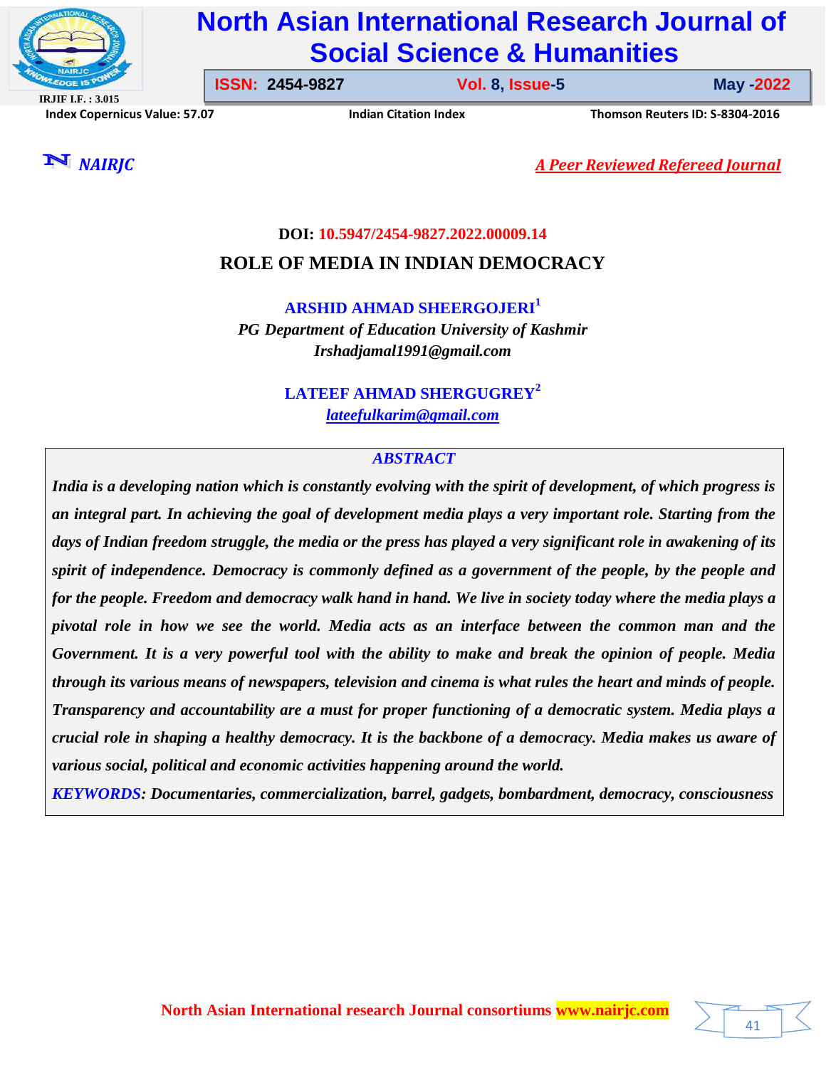DOI: 10.5947/2454-9827.2022.00009.14

# ROLE OF MEDIA IN INDIAN DEMOCRACY

**ARSHID AHMAD SHEERGOJERI**[1]

*PG Department of Education University of Kashmir*

*Irshadjamal1991@gmail.com*

**LATEEF AHMAD SHERGUGREY**[2]

*lateefulkarim@gmail.com*

## *ABSTRACT*

***India is a developing nation which is constantly evolving with the spirit of development, of which progress is an integral part. In achieving the goal of development media plays a very important role. Starting from the days of Indian freedom struggle, the media or the press has played a very significant role in awakening of its spirit of independence. Democracy is commonly defined as a government of the people, by the people and for the people. Freedom and democracy walk hand in hand. We live in society today where the media plays a pivotal role in how we see the world. Media acts as an interface between the common man and the Government. It is a very powerful tool with the ability to make and break the opinion of people. Media through its various means of newspapers, television and cinema is what rules the heart and minds of people. Transparency and accountability are a must for proper functioning of a democratic system. Media plays a crucial role in shaping a healthy democracy. It is the backbone of a democracy. Media makes us aware of various social, political and economic activities happening around the world.***

***KEYWORDS: Documentaries, commercialization, barrel, gadgets, bombardment, democracy, consciousness***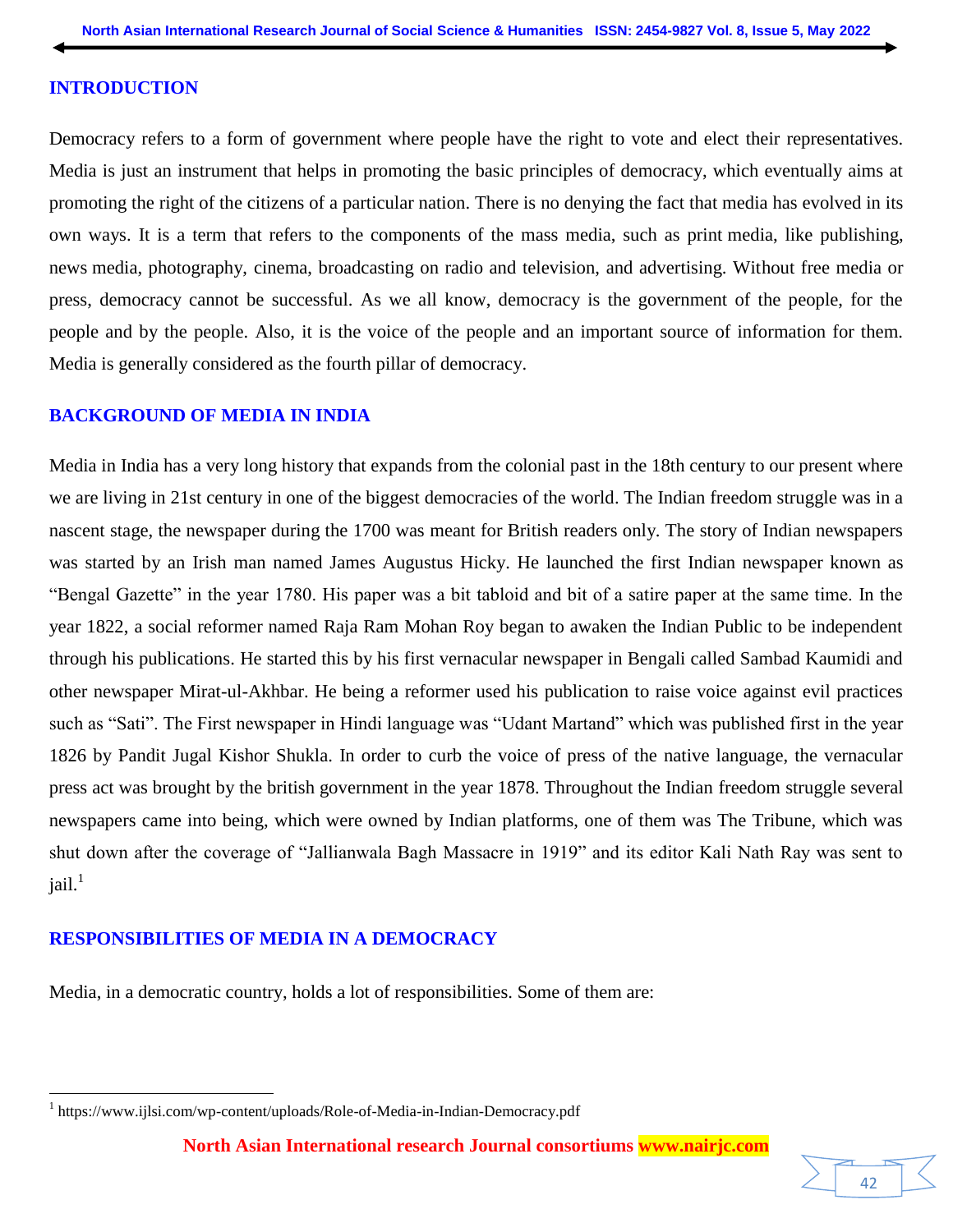## INTRODUCTION

Democracy refers to a form of government where people have the right to vote and elect their representatives. Media is just an instrument that helps in promoting the basic principles of democracy, which eventually aims at promoting the right of the citizens of a particular nation. There is no denying the fact that media has evolved in its own ways. It is a term that refers to the components of the mass media, such as print media, like publishing, news media, photography, cinema, broadcasting on radio and television, and advertising. Without free media or press, democracy cannot be successful. As we all know, democracy is the government of the people, for the people and by the people. Also, it is the voice of the people and an important source of information for them. Media is generally considered as the fourth pillar of democracy.

## BACKGROUND OF MEDIA IN INDIA

Media in India has a very long history that expands from the colonial past in the 18th century to our present where we are living in 21st century in one of the biggest democracies of the world. The Indian freedom struggle was in a nascent stage, the newspaper during the 1700 was meant for British readers only. The story of Indian newspapers was started by an Irish man named James Augustus Hicky. He launched the first Indian newspaper known as "Bengal Gazette" in the year 1780. His paper was a bit tabloid and bit of a satire paper at the same time. In the year 1822, a social reformer named Raja Ram Mohan Roy began to awaken the Indian Public to be independent through his publications. He started this by his first vernacular newspaper in Bengali called Sambad Kaumidi and other newspaper Mirat-ul-Akhbar. He being a reformer used his publication to raise voice against evil practices such as "Sati". The First newspaper in Hindi language was "Udant Martand" which was published first in the year 1826 by Pandit Jugal Kishor Shukla. In order to curb the voice of press of the native language, the vernacular press act was brought by the british government in the year 1878. Throughout the Indian freedom struggle several newspapers came into being, which were owned by Indian platforms, one of them was The Tribune, which was shut down after the coverage of "Jallianwala Bagh Massacre in 1919" and its editor Kali Nath Ray was sent to jail.[1]

## RESPONSIBILITIES OF MEDIA IN A DEMOCRACY

Media, in a democratic country, holds a lot of responsibilities. Some of them are:

---

[1] https://www.ijlsi.com/wp-content/uploads/Role-of-Media-in-Indian-Democracy.pdf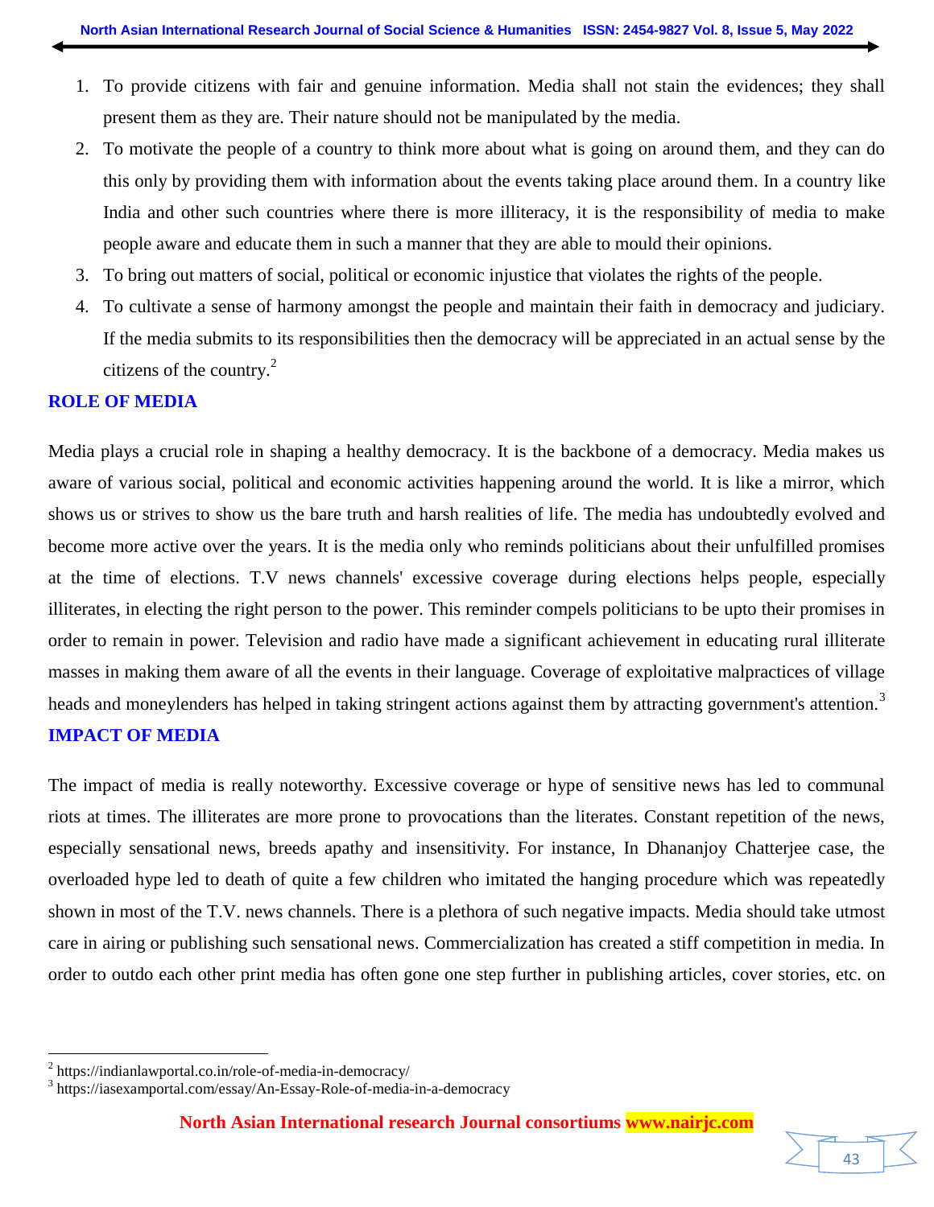1. To provide citizens with fair and genuine information. Media shall not stain the evidences; they shall present them as they are. Their nature should not be manipulated by the media.
2. To motivate the people of a country to think more about what is going on around them, and they can do this only by providing them with information about the events taking place around them. In a country like India and other such countries where there is more illiteracy, it is the responsibility of media to make people aware and educate them in such a manner that they are able to mould their opinions.
3. To bring out matters of social, political or economic injustice that violates the rights of the people.
4. To cultivate a sense of harmony amongst the people and maintain their faith in democracy and judiciary. If the media submits to its responsibilities then the democracy will be appreciated in an actual sense by the citizens of the country.[2]

## ROLE OF MEDIA

Media plays a crucial role in shaping a healthy democracy. It is the backbone of a democracy. Media makes us aware of various social, political and economic activities happening around the world. It is like a mirror, which shows us or strives to show us the bare truth and harsh realities of life. The media has undoubtedly evolved and become more active over the years. It is the media only who reminds politicians about their unfulfilled promises at the time of elections. T.V news channels' excessive coverage during elections helps people, especially illiterates, in electing the right person to the power. This reminder compels politicians to be upto their promises in order to remain in power. Television and radio have made a significant achievement in educating rural illiterate masses in making them aware of all the events in their language. Coverage of exploitative malpractices of village heads and moneylenders has helped in taking stringent actions against them by attracting government's attention.[3]

## IMPACT OF MEDIA

The impact of media is really noteworthy. Excessive coverage or hype of sensitive news has led to communal riots at times. The illiterates are more prone to provocations than the literates. Constant repetition of the news, especially sensational news, breeds apathy and insensitivity. For instance, In Dhananjoy Chatterjee case, the overloaded hype led to death of quite a few children who imitated the hanging procedure which was repeatedly shown in most of the T.V. news channels. There is a plethora of such negative impacts. Media should take utmost care in airing or publishing such sensational news. Commercialization has created a stiff competition in media. In order to outdo each other print media has often gone one step further in publishing articles, cover stories, etc. on

---

[2] https://indianlawportal.co.in/role-of-media-in-democracy/

[3] https://iasexamportal.com/essay/An-Essay-Role-of-media-in-a-democracy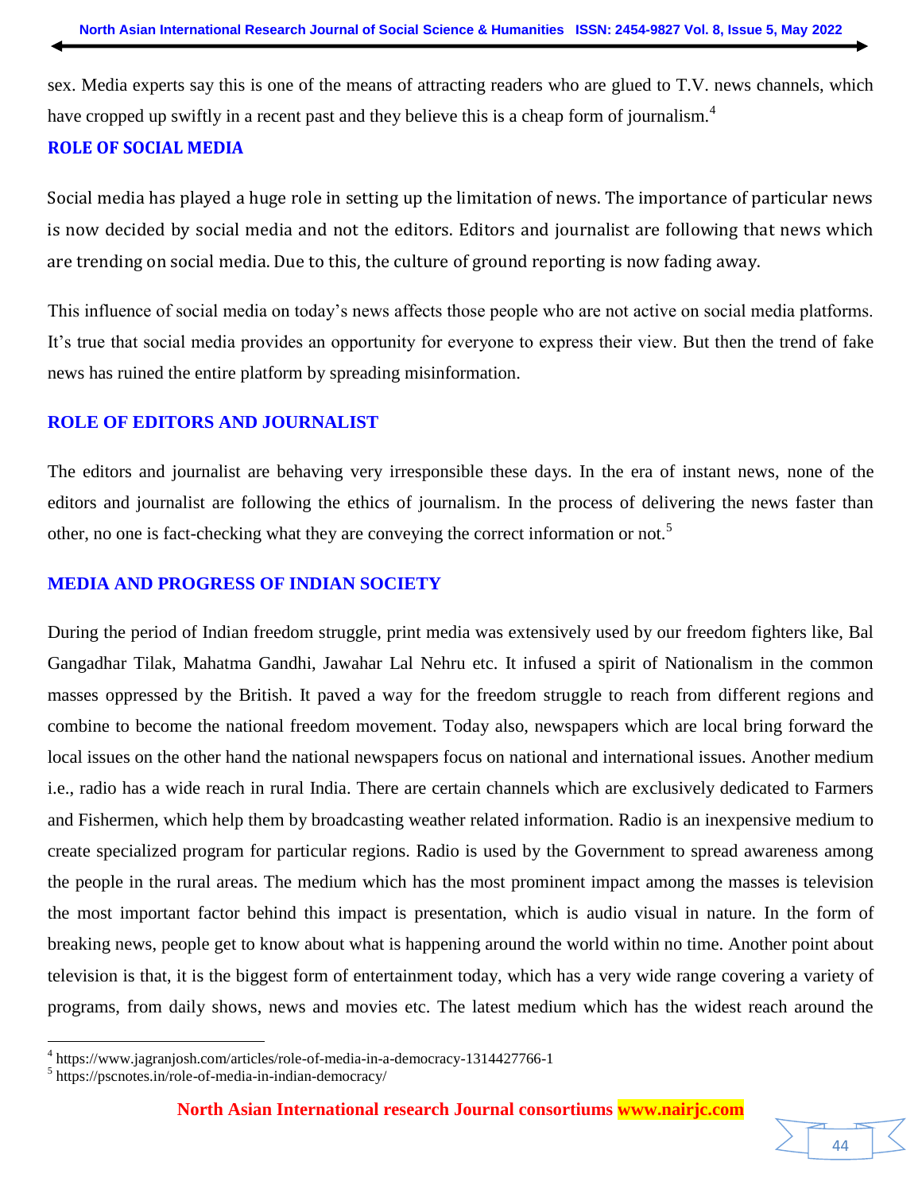sex. Media experts say this is one of the means of attracting readers who are glued to T.V. news channels, which have cropped up swiftly in a recent past and they believe this is a cheap form of journalism.[4]

## ROLE OF SOCIAL MEDIA

Social media has played a huge role in setting up the limitation of news. The importance of particular news is now decided by social media and not the editors. Editors and journalist are following that news which are trending on social media. Due to this, the culture of ground reporting is now fading away.

This influence of social media on today's news affects those people who are not active on social media platforms. It's true that social media provides an opportunity for everyone to express their view. But then the trend of fake news has ruined the entire platform by spreading misinformation.

## ROLE OF EDITORS AND JOURNALIST

The editors and journalist are behaving very irresponsible these days. In the era of instant news, none of the editors and journalist are following the ethics of journalism. In the process of delivering the news faster than other, no one is fact-checking what they are conveying the correct information or not.[5]

## MEDIA AND PROGRESS OF INDIAN SOCIETY

During the period of Indian freedom struggle, print media was extensively used by our freedom fighters like, Bal Gangadhar Tilak, Mahatma Gandhi, Jawahar Lal Nehru etc. It infused a spirit of Nationalism in the common masses oppressed by the British. It paved a way for the freedom struggle to reach from different regions and combine to become the national freedom movement. Today also, newspapers which are local bring forward the local issues on the other hand the national newspapers focus on national and international issues. Another medium i.e., radio has a wide reach in rural India. There are certain channels which are exclusively dedicated to Farmers and Fishermen, which help them by broadcasting weather related information. Radio is an inexpensive medium to create specialized program for particular regions. Radio is used by the Government to spread awareness among the people in the rural areas. The medium which has the most prominent impact among the masses is television the most important factor behind this impact is presentation, which is audio visual in nature. In the form of breaking news, people get to know about what is happening around the world within no time. Another point about television is that, it is the biggest form of entertainment today, which has a very wide range covering a variety of programs, from daily shows, news and movies etc. The latest medium which has the widest reach around the

[4] https://www.jagranjosh.com/articles/role-of-media-in-a-democracy-1314427766-1
[5] https://pscnotes.in/role-of-media-in-indian-democracy/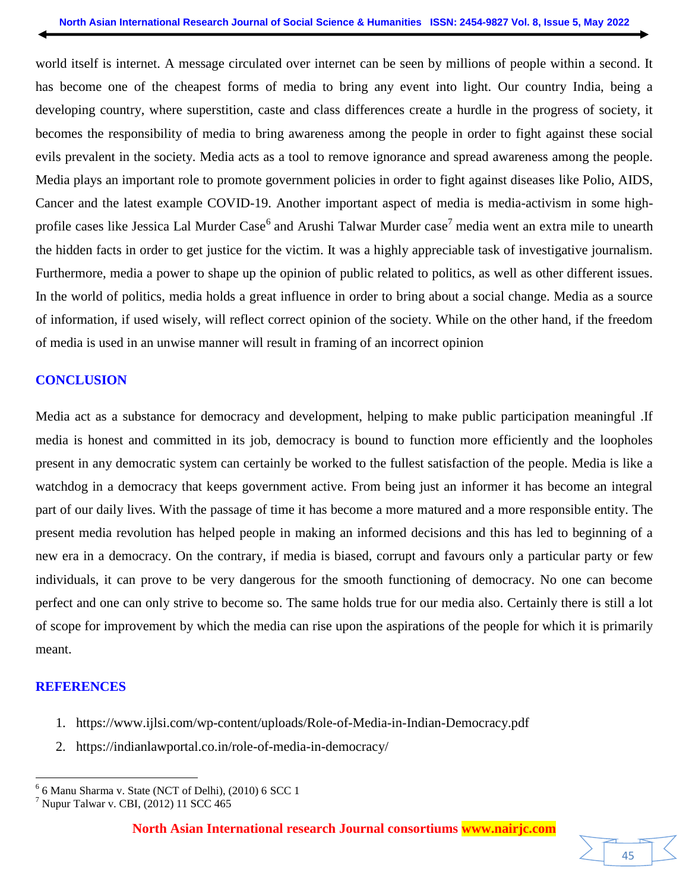world itself is internet. A message circulated over internet can be seen by millions of people within a second. It has become one of the cheapest forms of media to bring any event into light. Our country India, being a developing country, where superstition, caste and class differences create a hurdle in the progress of society, it becomes the responsibility of media to bring awareness among the people in order to fight against these social evils prevalent in the society. Media acts as a tool to remove ignorance and spread awareness among the people. Media plays an important role to promote government policies in order to fight against diseases like Polio, AIDS, Cancer and the latest example COVID-19. Another important aspect of media is media-activism in some high-profile cases like Jessica Lal Murder Case[6] and Arushi Talwar Murder case[7] media went an extra mile to unearth the hidden facts in order to get justice for the victim. It was a highly appreciable task of investigative journalism. Furthermore, media a power to shape up the opinion of public related to politics, as well as other different issues. In the world of politics, media holds a great influence in order to bring about a social change. Media as a source of information, if used wisely, will reflect correct opinion of the society. While on the other hand, if the freedom of media is used in an unwise manner will result in framing of an incorrect opinion

## CONCLUSION

Media act as a substance for democracy and development, helping to make public participation meaningful .If media is honest and committed in its job, democracy is bound to function more efficiently and the loopholes present in any democratic system can certainly be worked to the fullest satisfaction of the people. Media is like a watchdog in a democracy that keeps government active. From being just an informer it has become an integral part of our daily lives. With the passage of time it has become a more matured and a more responsible entity. The present media revolution has helped people in making an informed decisions and this has led to beginning of a new era in a democracy. On the contrary, if media is biased, corrupt and favours only a particular party or few individuals, it can prove to be very dangerous for the smooth functioning of democracy. No one can become perfect and one can only strive to become so. The same holds true for our media also. Certainly there is still a lot of scope for improvement by which the media can rise upon the aspirations of the people for which it is primarily meant.

## REFERENCES

1. https://www.ijlsi.com/wp-content/uploads/Role-of-Media-in-Indian-Democracy.pdf
2. https://indianlawportal.co.in/role-of-media-in-democracy/

---

[6] 6 Manu Sharma v. State (NCT of Delhi), (2010) 6 SCC 1

[7] Nupur Talwar v. CBI, (2012) 11 SCC 465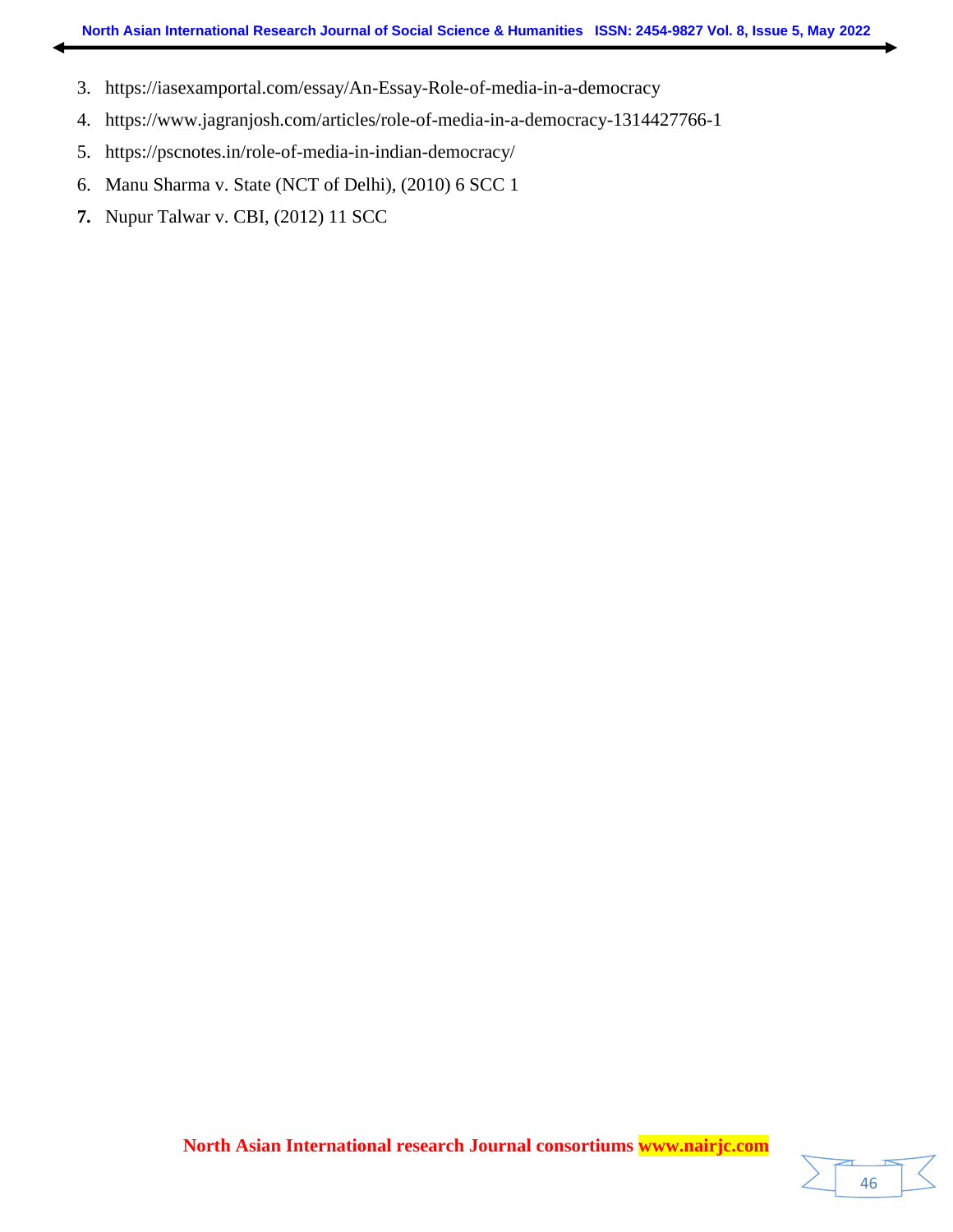3. https://iasexamportal.com/essay/An-Essay-Role-of-media-in-a-democracy
4. https://www.jagranjosh.com/articles/role-of-media-in-a-democracy-1314427766-1
5. https://pscnotes.in/role-of-media-in-indian-democracy/
6. Manu Sharma v. State (NCT of Delhi), (2010) 6 SCC 1
7. Nupur Talwar v. CBI, (2012) 11 SCC